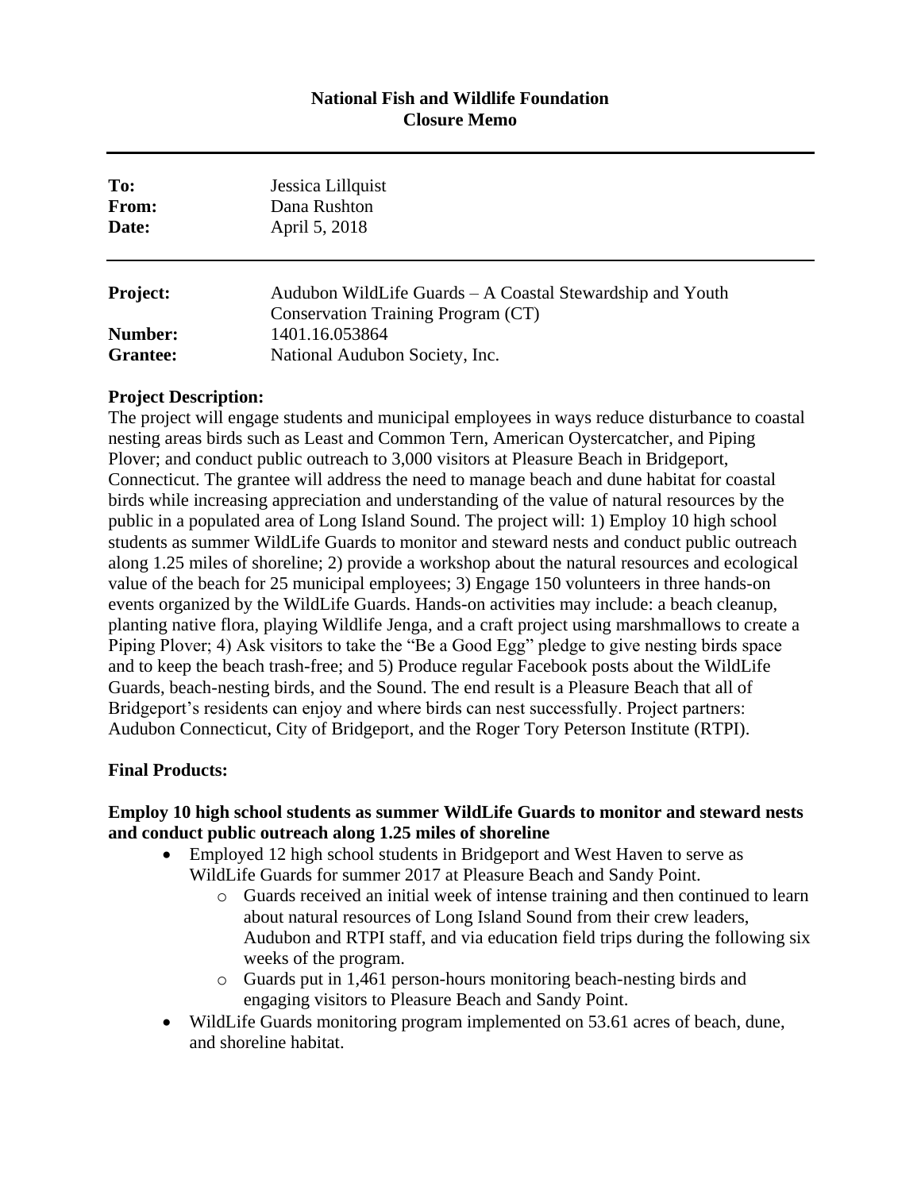**National Fish and Wildlife Foundation**
**Closure Memo**

---

**To:** Jessica Lillquist
**From:** Dana Rushton
**Date:** April 5, 2018

---

**Project:** Audubon WildLife Guards – A Coastal Stewardship and Youth Conservation Training Program (CT)
**Number:** 1401.16.053864
**Grantee:** National Audubon Society, Inc.

**Project Description:**
The project will engage students and municipal employees in ways reduce disturbance to coastal nesting areas birds such as Least and Common Tern, American Oystercatcher, and Piping Plover; and conduct public outreach to 3,000 visitors at Pleasure Beach in Bridgeport, Connecticut. The grantee will address the need to manage beach and dune habitat for coastal birds while increasing appreciation and understanding of the value of natural resources by the public in a populated area of Long Island Sound. The project will: 1) Employ 10 high school students as summer WildLife Guards to monitor and steward nests and conduct public outreach along 1.25 miles of shoreline; 2) provide a workshop about the natural resources and ecological value of the beach for 25 municipal employees; 3) Engage 150 volunteers in three hands-on events organized by the WildLife Guards. Hands-on activities may include: a beach cleanup, planting native flora, playing Wildlife Jenga, and a craft project using marshmallows to create a Piping Plover; 4) Ask visitors to take the "Be a Good Egg" pledge to give nesting birds space and to keep the beach trash-free; and 5) Produce regular Facebook posts about the WildLife Guards, beach-nesting birds, and the Sound. The end result is a Pleasure Beach that all of Bridgeport's residents can enjoy and where birds can nest successfully. Project partners: Audubon Connecticut, City of Bridgeport, and the Roger Tory Peterson Institute (RTPI).

**Final Products:**

**Employ 10 high school students as summer WildLife Guards to monitor and steward nests and conduct public outreach along 1.25 miles of shoreline**

- Employed 12 high school students in Bridgeport and West Haven to serve as WildLife Guards for summer 2017 at Pleasure Beach and Sandy Point.
  - Guards received an initial week of intense training and then continued to learn about natural resources of Long Island Sound from their crew leaders, Audubon and RTPI staff, and via education field trips during the following six weeks of the program.
  - Guards put in 1,461 person-hours monitoring beach-nesting birds and engaging visitors to Pleasure Beach and Sandy Point.
- WildLife Guards monitoring program implemented on 53.61 acres of beach, dune, and shoreline habitat.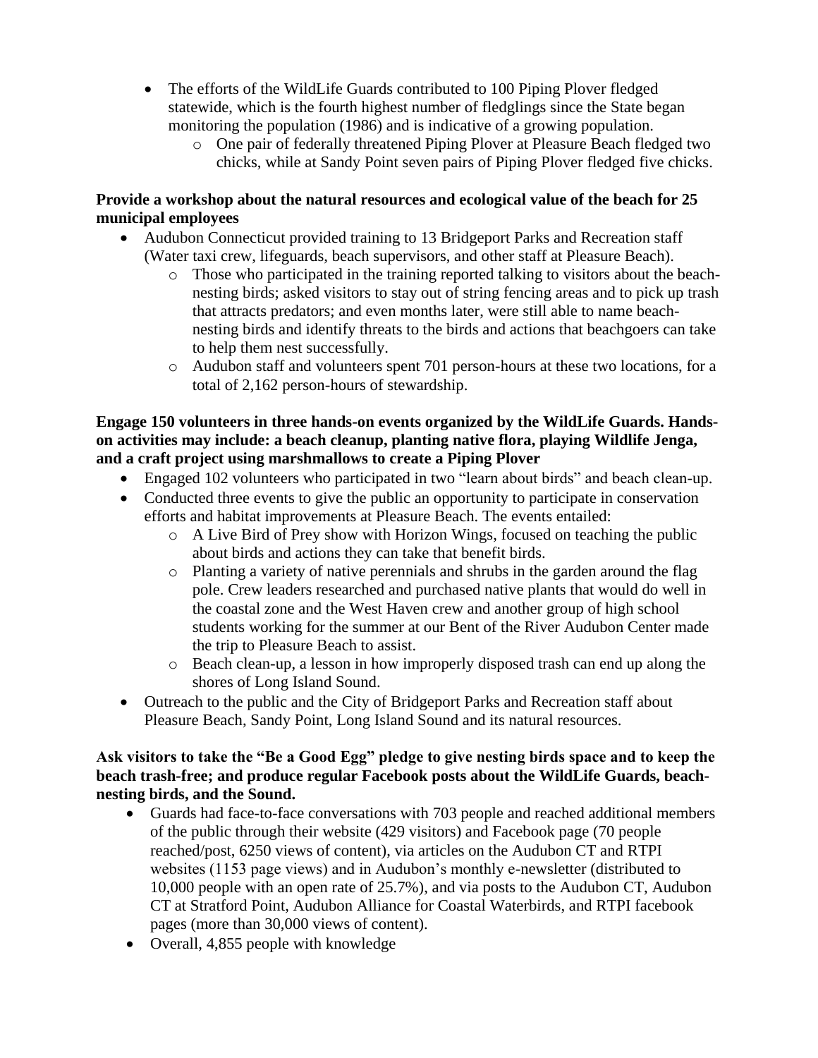- The efforts of the WildLife Guards contributed to 100 Piping Plover fledged statewide, which is the fourth highest number of fledglings since the State began monitoring the population (1986) and is indicative of a growing population.
    - One pair of federally threatened Piping Plover at Pleasure Beach fledged two chicks, while at Sandy Point seven pairs of Piping Plover fledged five chicks.

**Provide a workshop about the natural resources and ecological value of the beach for 25 municipal employees**

- Audubon Connecticut provided training to 13 Bridgeport Parks and Recreation staff (Water taxi crew, lifeguards, beach supervisors, and other staff at Pleasure Beach).
    - Those who participated in the training reported talking to visitors about the beach-nesting birds; asked visitors to stay out of string fencing areas and to pick up trash that attracts predators; and even months later, were still able to name beach-nesting birds and identify threats to the birds and actions that beachgoers can take to help them nest successfully.
    - Audubon staff and volunteers spent 701 person-hours at these two locations, for a total of 2,162 person-hours of stewardship.

**Engage 150 volunteers in three hands-on events organized by the WildLife Guards. Hands-on activities may include: a beach cleanup, planting native flora, playing Wildlife Jenga, and a craft project using marshmallows to create a Piping Plover**

- Engaged 102 volunteers who participated in two "learn about birds" and beach clean-up.
- Conducted three events to give the public an opportunity to participate in conservation efforts and habitat improvements at Pleasure Beach. The events entailed:
    - A Live Bird of Prey show with Horizon Wings, focused on teaching the public about birds and actions they can take that benefit birds.
    - Planting a variety of native perennials and shrubs in the garden around the flag pole. Crew leaders researched and purchased native plants that would do well in the coastal zone and the West Haven crew and another group of high school students working for the summer at our Bent of the River Audubon Center made the trip to Pleasure Beach to assist.
    - Beach clean-up, a lesson in how improperly disposed trash can end up along the shores of Long Island Sound.
- Outreach to the public and the City of Bridgeport Parks and Recreation staff about Pleasure Beach, Sandy Point, Long Island Sound and its natural resources.

**Ask visitors to take the "Be a Good Egg" pledge to give nesting birds space and to keep the beach trash-free; and produce regular Facebook posts about the WildLife Guards, beach-nesting birds, and the Sound.**

- Guards had face-to-face conversations with 703 people and reached additional members of the public through their website (429 visitors) and Facebook page (70 people reached/post, 6250 views of content), via articles on the Audubon CT and RTPI websites (1153 page views) and in Audubon's monthly e-newsletter (distributed to 10,000 people with an open rate of 25.7%), and via posts to the Audubon CT, Audubon CT at Stratford Point, Audubon Alliance for Coastal Waterbirds, and RTPI facebook pages (more than 30,000 views of content).
- Overall, 4,855 people with knowledge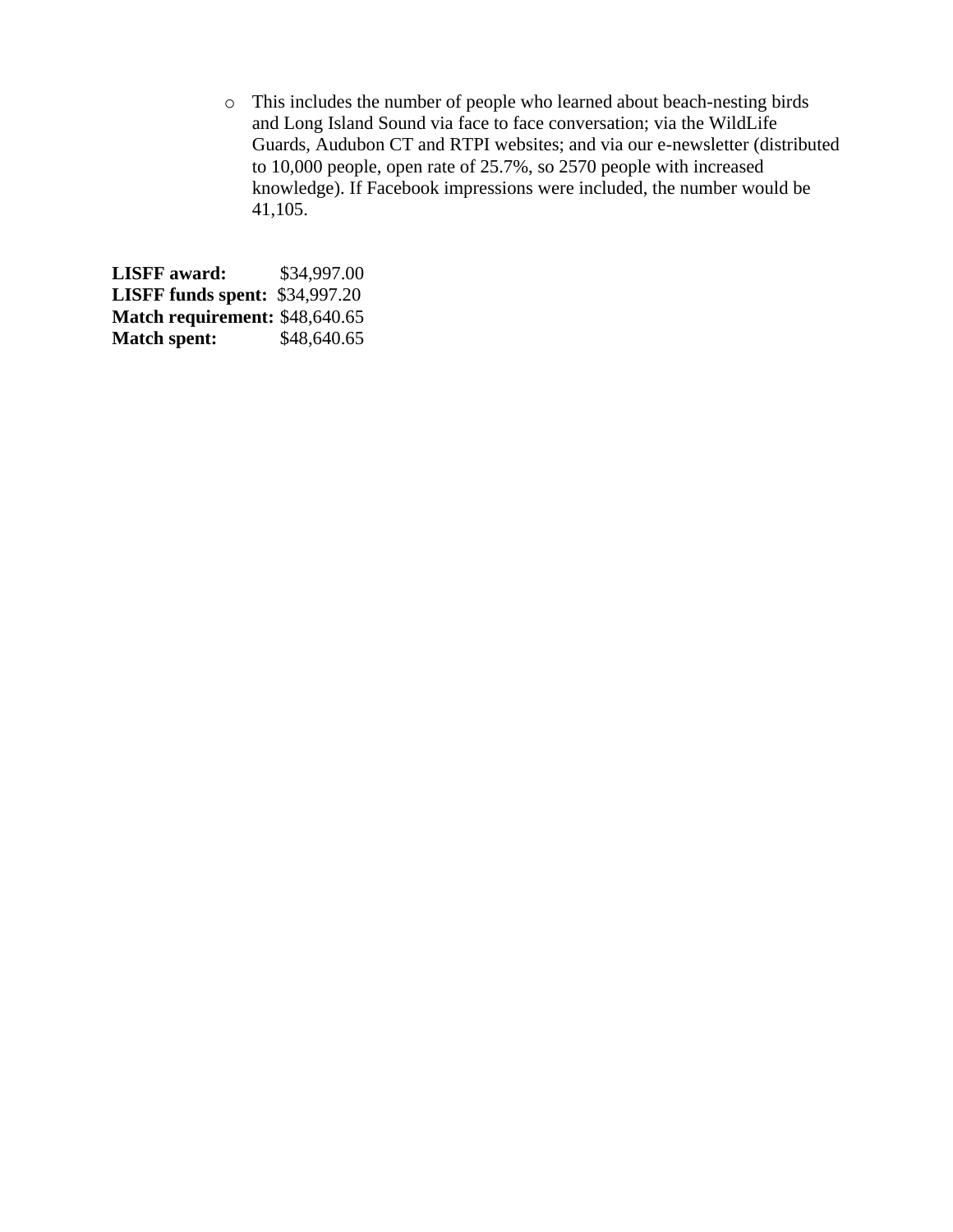- This includes the number of people who learned about beach-nesting birds and Long Island Sound via face to face conversation; via the WildLife Guards, Audubon CT and RTPI websites; and via our e-newsletter (distributed to 10,000 people, open rate of 25.7%, so 2570 people with increased knowledge). If Facebook impressions were included, the number would be 41,105.

**LISFF award:** $34,997.00
**LISFF funds spent:** $34,997.20
**Match requirement:** $48,640.65
**Match spent:** $48,640.65